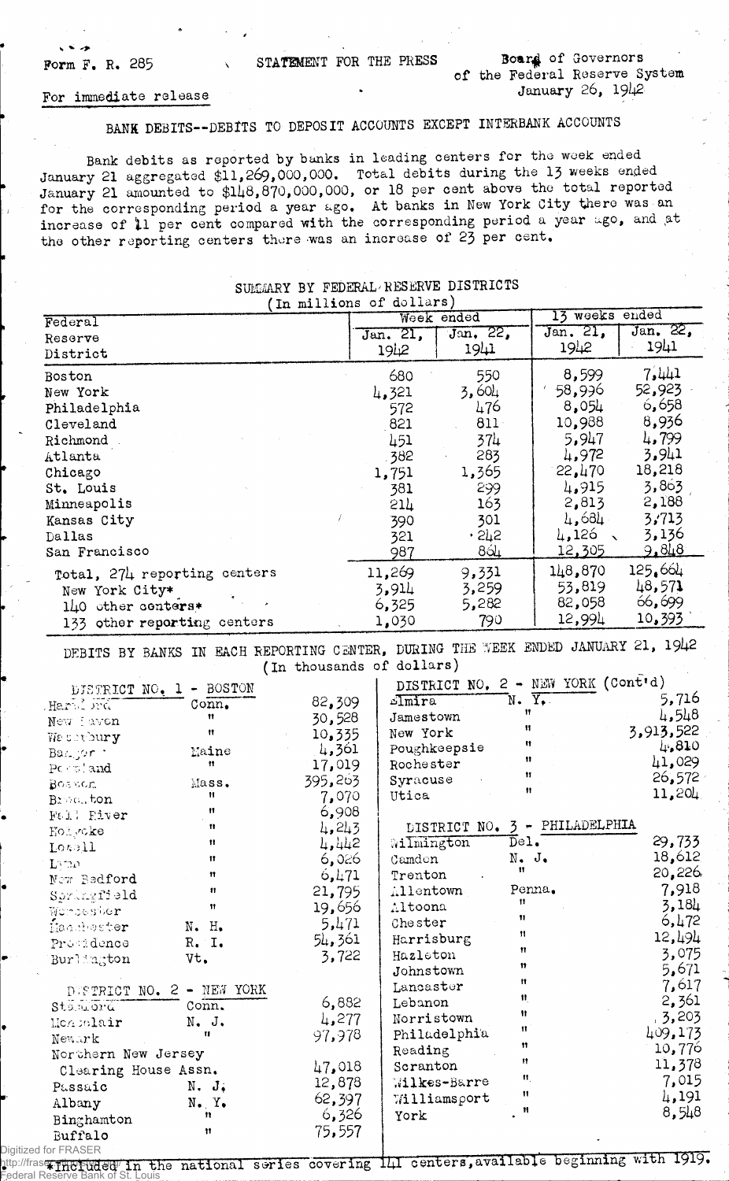Form F. R. 285

STATEMENT FOR THE PRESS

Board of Governors of the Federal Reserve System
January 26, 1942

For immediate release

# BANK DEBITS--DEBITS TO DEPOSIT ACCOUNTS EXCEPT INTERBANK ACCOUNTS

Bank debits as reported by banks in leading centers for the week ended January 21 aggregated $11,269,000,000. Total debits during the 13 weeks ended January 21 amounted to $148,870,000,000, or 18 per cent above the total reported for the corresponding period a year ago. At banks in New York City there was an increase of 11 per cent compared with the corresponding period a year ago, and at the other reporting centers there was an increase of 23 per cent.

## SUMMARY BY FEDERAL RESERVE DISTRICTS
(In millions of dollars)

| Federal Reserve District | Week ended | | 13 weeks ended | |
|---|---|---|---|---|
| | Jan. 21, 1942 | Jan. 22, 1941 | Jan. 21, 1942 | Jan. 22, 1941 |
| Boston | 680 | 550 | 8,599 | 7,441 |
| New York | 4,321 | 3,604 | 58,996 | 52,923 |
| Philadelphia | 572 | 476 | 8,054 | 6,658 |
| Cleveland | 821 | 811 | 10,988 | 8,936 |
| Richmond | 451 | 374 | 5,947 | 4,799 |
| Atlanta | 382 | 283 | 4,972 | 3,941 |
| Chicago | 1,751 | 1,365 | 22,470 | 18,218 |
| St. Louis | 381 | 299 | 4,915 | 3,863 |
| Minneapolis | 214 | 163 | 2,813 | 2,188 |
| Kansas City | 390 | 301 | 4,684 | 3,713 |
| Dallas | 321 | 242 | 4,126 | 3,136 |
| San Francisco | 987 | 864 | 12,305 | 9,848 |
| Total, 274 reporting centers | 11,269 | 9,331 | 148,870 | 125,664 |
| New York City* | 3,914 | 3,259 | 53,819 | 48,571 |
| 140 other centers* | 6,325 | 5,282 | 82,058 | 66,699 |
| 133 other reporting centers | 1,030 | 790 | 12,994 | 10,393 |

## DEBITS BY BANKS IN EACH REPORTING CENTER, DURING THE WEEK ENDED JANUARY 21, 1942
(In thousands of dollars)

| DISTRICT NO. 1 - BOSTON | | |
|---|---|---|
| Hartford | Conn. | 82,309 |
| New Haven | " | 30,528 |
| Waterbury | " | 10,335 |
| Bangor | Maine | 4,361 |
| Portland | " | 17,019 |
| Boston | Mass. | 395,263 |
| Brockton | " | 7,070 |
| Fall River | " | 6,908 |
| Holyoke | " | 4,243 |
| Lowell | " | 4,442 |
| Lynn | " | 6,026 |
| New Bedford | " | 6,471 |
| Springfield | " | 21,795 |
| Worcester | " | 19,656 |
| Manchester | N. H. | 5,471 |
| Providence | R. I. | 54,361 |
| Burlington | Vt. | 3,722 |

| DISTRICT NO. 2 - NEW YORK | | |
|---|---|---|
| Stamford | Conn. | 6,882 |
| Montclair | N. J. | 4,277 |
| Newark | " | 97,978 |
| Northern New Jersey Clearing House Assn. | | 47,018 |
| Passaic | N. J. | 12,878 |
| Albany | N. Y. | 62,397 |
| Binghamton | " | 6,326 |
| Buffalo | " | 75,557 |
| Elmira | N. Y. | 5,716 |
| Jamestown | " | 4,548 |
| New York | " | 3,913,522 |
| Poughkeepsie | " | 4,810 |
| Rochester | " | 41,029 |
| Syracuse | " | 26,572 |
| Utica | " | 11,204 |

| DISTRICT NO. 3 - PHILADELPHIA | | |
|---|---|---|
| Wilmington | Del. | 29,733 |
| Camden | N. J. | 18,612 |
| Trenton | " | 20,226 |
| Allentown | Penna. | 7,918 |
| Altoona | " | 3,184 |
| Chester | " | 6,472 |
| Harrisburg | " | 12,494 |
| Hazleton | " | 3,075 |
| Johnstown | " | 5,671 |
| Lancaster | " | 7,617 |
| Lebanon | " | 2,361 |
| Norristown | " | 3,203 |
| Philadelphia | " | 409,173 |
| Reading | " | 10,776 |
| Scranton | " | 11,378 |
| Wilkes-Barre | " | 7,015 |
| Williamsport | " | 4,191 |
| York | " | 8,548 |

*Included in the national series covering 141 centers, available beginning with 1919.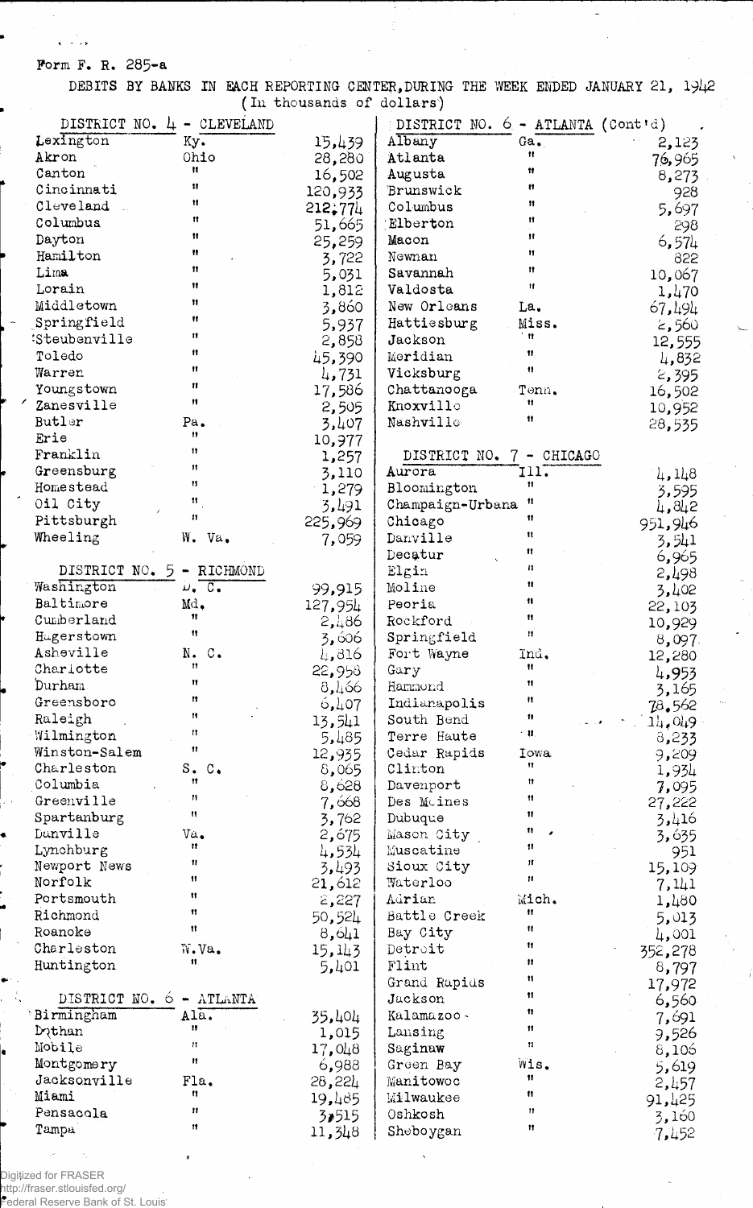Form F. R. 285-a

DEBITS BY BANKS IN EACH REPORTING CENTER, DURING THE WEEK ENDED JANUARY 21, 1942
(In thousands of dollars)

| City | State | Debits |
|---|---|---|
| **DISTRICT NO. 4 - CLEVELAND** | | |
| Lexington | Ky. | 15,439 |
| Akron | Ohio | 28,280 |
| Canton | " | 16,502 |
| Cincinnati | " | 120,933 |
| Cleveland | " | 212,774 |
| Columbus | " | 51,665 |
| Dayton | " | 25,259 |
| Hamilton | " | 3,722 |
| Lima | " | 5,031 |
| Lorain | " | 1,812 |
| Middletown | " | 3,860 |
| Springfield | " | 5,937 |
| Steubenville | " | 2,858 |
| Toledo | " | 45,390 |
| Warren | " | 4,731 |
| Youngstown | " | 17,586 |
| Zanesville | " | 2,505 |
| Butler | Pa. | 3,407 |
| Erie | " | 10,977 |
| Franklin | " | 1,257 |
| Greensburg | " | 3,110 |
| Homestead | " | 1,279 |
| Oil City | " | 3,491 |
| Pittsburgh | " | 225,969 |
| Wheeling | W. Va. | 7,059 |
| **DISTRICT NO. 5 - RICHMOND** | | |
| Washington | D. C. | 99,915 |
| Baltimore | Md. | 127,954 |
| Cumberland | " | 2,486 |
| Hagerstown | " | 3,606 |
| Asheville | N. C. | 4,816 |
| Charlotte | " | 22,958 |
| Durham | " | 8,466 |
| Greensboro | " | 6,407 |
| Raleigh | " | 13,541 |
| Wilmington | " | 5,485 |
| Winston-Salem | " | 12,935 |
| Charleston | S. C. | 8,065 |
| Columbia | " | 8,628 |
| Greenville | " | 7,668 |
| Spartanburg | " | 3,762 |
| Danville | Va. | 2,675 |
| Lynchburg | " | 4,534 |
| Newport News | " | 3,493 |
| Norfolk | " | 21,612 |
| Portsmouth | " | 2,227 |
| Richmond | " | 50,524 |
| Roanoke | " | 8,641 |
| Charleston | W.Va. | 15,143 |
| Huntington | " | 5,401 |
| **DISTRICT NO. 6 - ATLANTA** | | |
| Birmingham | Ala. | 35,404 |
| Dothan | " | 1,015 |
| Mobile | " | 17,048 |
| Montgomery | " | 6,988 |
| Jacksonville | Fla. | 28,224 |
| Miami | " | 19,485 |
| Pensacola | " | 3,515 |
| Tampa | " | 11,348 |
| **DISTRICT NO. 6 - ATLANTA (Cont'd)** | | |
| Albany | Ga. | 2,123 |
| Atlanta | " | 76,965 |
| Augusta | " | 8,273 |
| Brunswick | " | 928 |
| Columbus | " | 5,697 |
| Elberton | " | 298 |
| Macon | " | 6,574 |
| Newnan | " | 822 |
| Savannah | " | 10,067 |
| Valdosta | " | 1,470 |
| New Orleans | La. | 67,494 |
| Hattiesburg | Miss. | 2,560 |
| Jackson | " | 12,555 |
| Meridian | " | 4,832 |
| Vicksburg | " | 2,395 |
| Chattanooga | Tenn. | 16,502 |
| Knoxville | " | 10,952 |
| Nashville | " | 28,535 |
| **DISTRICT NO. 7 - CHICAGO** | | |
| Aurora | Ill. | 4,148 |
| Bloomington | " | 3,595 |
| Champaign-Urbana | " | 4,842 |
| Chicago | " | 951,946 |
| Danville | " | 3,541 |
| Decatur | " | 6,965 |
| Elgin | " | 2,498 |
| Moline | " | 3,402 |
| Peoria | " | 22,103 |
| Rockford | " | 10,929 |
| Springfield | " | 8,097 |
| Fort Wayne | Ind. | 12,280 |
| Gary | " | 4,953 |
| Hammond | " | 3,165 |
| Indianapolis | " | 78,562 |
| South Bend | " | 14,049 |
| Terre Haute | " | 8,233 |
| Cedar Rapids | Iowa | 9,209 |
| Clinton | " | 1,934 |
| Davenport | " | 7,095 |
| Des Moines | " | 27,222 |
| Dubuque | " | 3,416 |
| Mason City | " | 3,635 |
| Muscatine | " | 951 |
| Sioux City | " | 15,109 |
| Waterloo | " | 7,141 |
| Adrian | Mich. | 1,480 |
| Battle Creek | " | 5,013 |
| Bay City | " | 4,001 |
| Detroit | " | 352,278 |
| Flint | " | 8,797 |
| Grand Rapids | " | 17,972 |
| Jackson | " | 6,560 |
| Kalamazoo | " | 7,691 |
| Lansing | " | 9,526 |
| Saginaw | " | 8,106 |
| Green Bay | Wis. | 5,619 |
| Manitowoc | " | 2,457 |
| Milwaukee | " | 91,425 |
| Oshkosh | " | 3,160 |
| Sheboygan | " | 7,452 |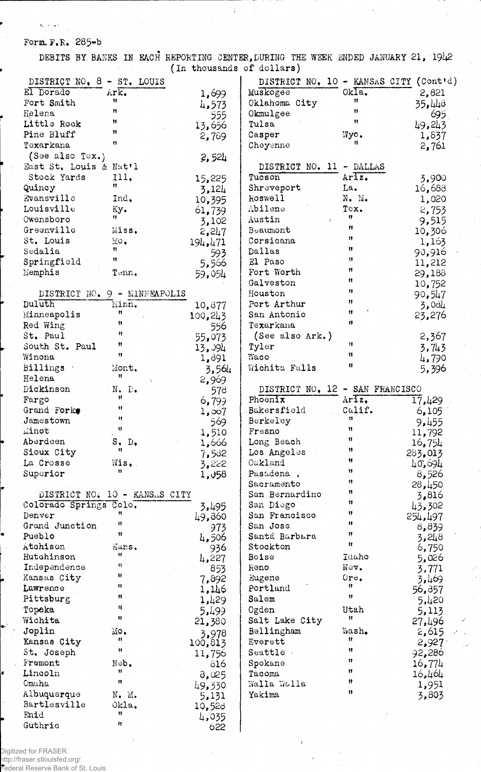Form F.R. 285-b

DEBITS BY BANKS IN EACH REPORTING CENTER, DURING THE WEEK ENDED JANUARY 21, 1942
(In thousands of dollars)

| | | |
|---|---|---|
| **DISTRICT NO. 8 - ST. LOUIS** | | |
| El Dorado | Ark. | 1,699 |
| Fort Smith | " | 4,573 |
| Helena | " | 555 |
| Little Rock | " | 13,656 |
| Pine Bluff | " | 2,789 |
| Texarkana (See also Tex.) | " | 2,524 |
| East St. Louis & Nat'l Stock Yards | Ill. | 15,225 |
| Quincy | " | 3,124 |
| Evansville | Ind. | 10,395 |
| Louisville | Ky. | 61,739 |
| Owensboro | " | 3,102 |
| Greenville | Miss. | 2,247 |
| St. Louis | Mo. | 194,471 |
| Sedalia | " | 593 |
| Springfield | " | 5,566 |
| Memphis | Tenn. | 59,054 |
| **DISTRICT NO. 9 - MINNEAPOLIS** | | |
| Duluth | Minn. | 10,877 |
| Minneapolis | " | 100,243 |
| Red Wing | " | 556 |
| St. Paul | " | 55,073 |
| South St. Paul | " | 13,094 |
| Winona | " | 1,891 |
| Billings | Mont. | 3,564 |
| Helena | " | 2,969 |
| Dickinson | N. D. | 578 |
| Fargo | " | 6,799 |
| Grand Forks | " | 1,607 |
| Jamestown | " | 569 |
| Minot | " | 1,510 |
| Aberdeen | S. D. | 1,666 |
| Sioux City | " | 7,582 |
| La Crosse | Wis. | 3,222 |
| Superior | " | 1,058 |
| **DISTRICT NO. 10 - KANSAS CITY** | | |
| Colorado Springs | Colo. | 3,495 |
| Denver | " | 49,860 |
| Grand Junction | " | 973 |
| Pueblo | " | 4,506 |
| Atchison | Kans. | 936 |
| Hutchinson | " | 4,227 |
| Independence | " | 853 |
| Kansas City | " | 7,892 |
| Lawrence | " | 1,146 |
| Pittsburg | " | 1,429 |
| Topeka | " | 5,499 |
| Wichita | " | 21,380 |
| Joplin | Mo. | 3,978 |
| Kansas City | " | 100,813 |
| St. Joseph | " | 11,756 |
| Fremont | Neb. | 816 |
| Lincoln | " | 8,025 |
| Omaha | " | 49,330 |
| Albuquerque | N. M. | 5,131 |
| Bartlesville | Okla. | 10,528 |
| Enid | " | 4,035 |
| Guthrie | " | 622 |
| **DISTRICT NO. 10 - KANSAS CITY (Cont'd)** | | |
| Muskogee | Okla. | 2,821 |
| Oklahoma City | " | 35,448 |
| Okmulgee | " | 695 |
| Tulsa | " | 49,243 |
| Casper | Wyo. | 1,837 |
| Cheyenne | " | 2,761 |
| **DISTRICT NO. 11 - DALLAS** | | |
| Tucson | Ariz. | 3,900 |
| Shreveport | La. | 16,688 |
| Roswell | N. M. | 1,020 |
| Abilene | Tex. | 2,753 |
| Austin | " | 9,515 |
| Beaumont | " | 10,306 |
| Corsicana | " | 1,163 |
| Dallas | " | 90,916 |
| El Paso | " | 11,212 |
| Fort Worth | " | 29,188 |
| Galveston | " | 10,752 |
| Houston | " | 90,547 |
| Port Arthur | " | 3,084 |
| San Antonio | " | 23,276 |
| Texarkana (See also Ark.) | " | 2,367 |
| Tyler | " | 3,743 |
| Waco | " | 4,790 |
| Wichita Falls | " | 5,396 |
| **DISTRICT NO. 12 - SAN FRANCISCO** | | |
| Phoenix | Ariz. | 17,429 |
| Bakersfield | Calif. | 6,105 |
| Berkeley | " | 9,455 |
| Fresno | " | 11,792 |
| Long Beach | " | 16,754 |
| Los Angeles | " | 283,013 |
| Oakland | " | 40,694 |
| Pasadena | " | 8,526 |
| Sacramento | " | 28,450 |
| San Bernardino | " | 3,816 |
| San Diego | " | 43,302 |
| San Francisco | " | 254,497 |
| San Jose | " | 8,839 |
| Santa Barbara | " | 3,248 |
| Stockton | " | 6,750 |
| Boise | Idaho | 5,026 |
| Reno | Nev. | 3,771 |
| Eugene | Ore. | 3,469 |
| Portland | " | 56,857 |
| Salem | " | 5,420 |
| Ogden | Utah | 5,113 |
| Salt Lake City | " | 27,496 |
| Bellingham | Wash. | 2,615 |
| Everett | " | 2,927 |
| Seattle | " | 92,286 |
| Spokane | " | 16,774 |
| Tacoma | " | 16,464 |
| Walla Walla | " | 1,951 |
| Yakima | " | 3,803 |